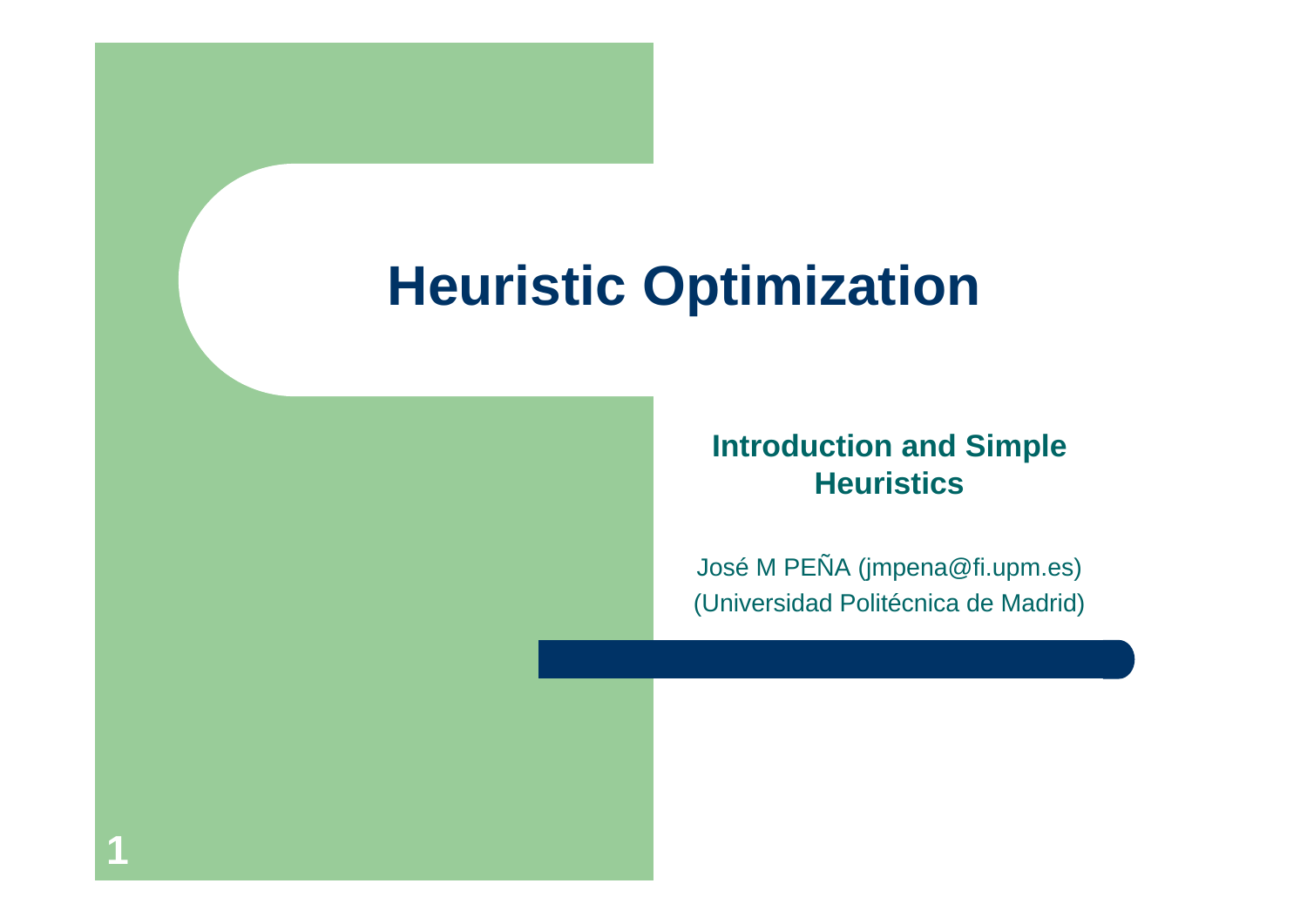# Heuristic Optimization

## Introduction and Simple Heuristics

José M PEÑA (jmpena@fi.upm.es)
(Universidad Politécnica de Madrid)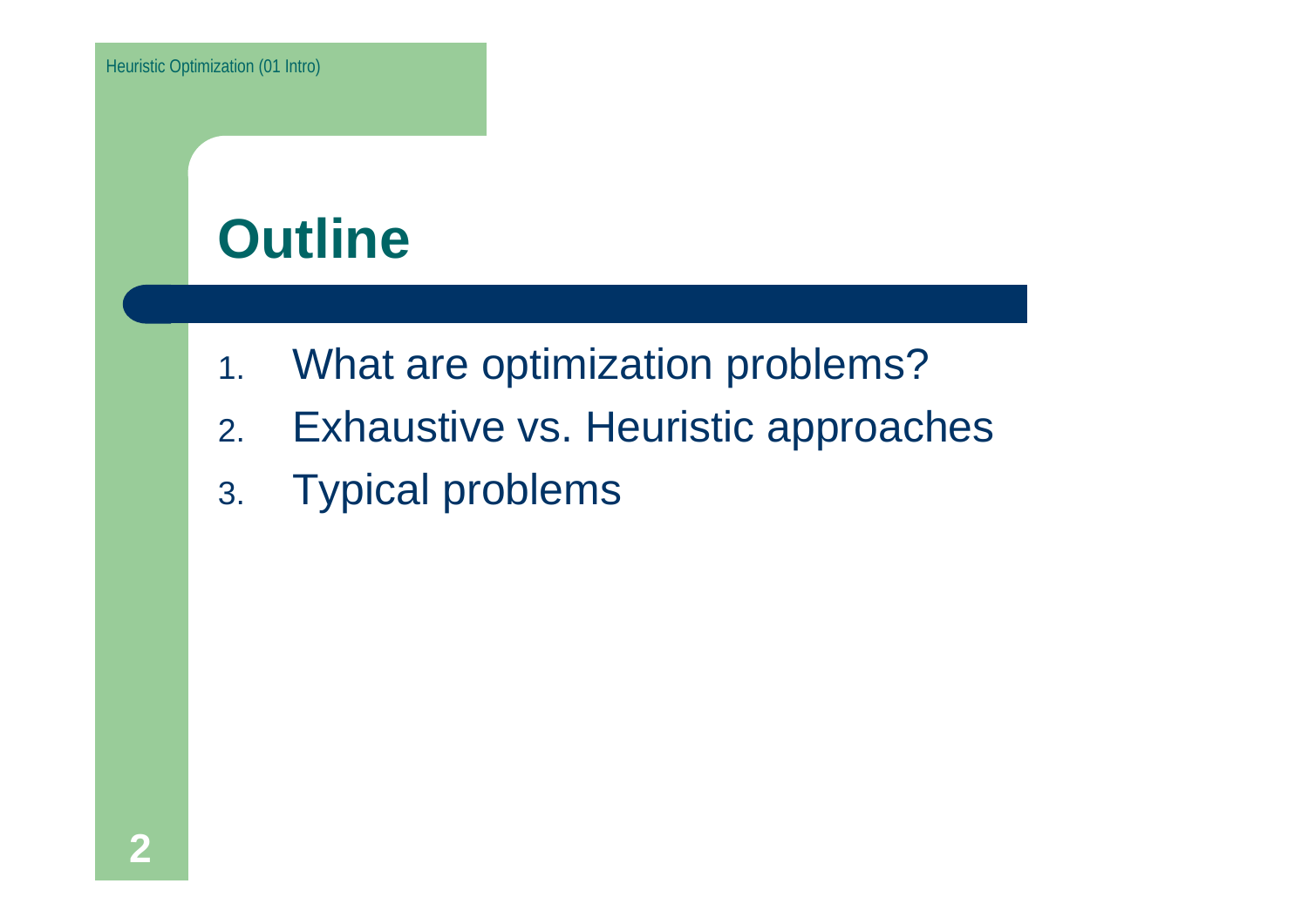# Outline

1. What are optimization problems?
2. Exhaustive vs. Heuristic approaches
3. Typical problems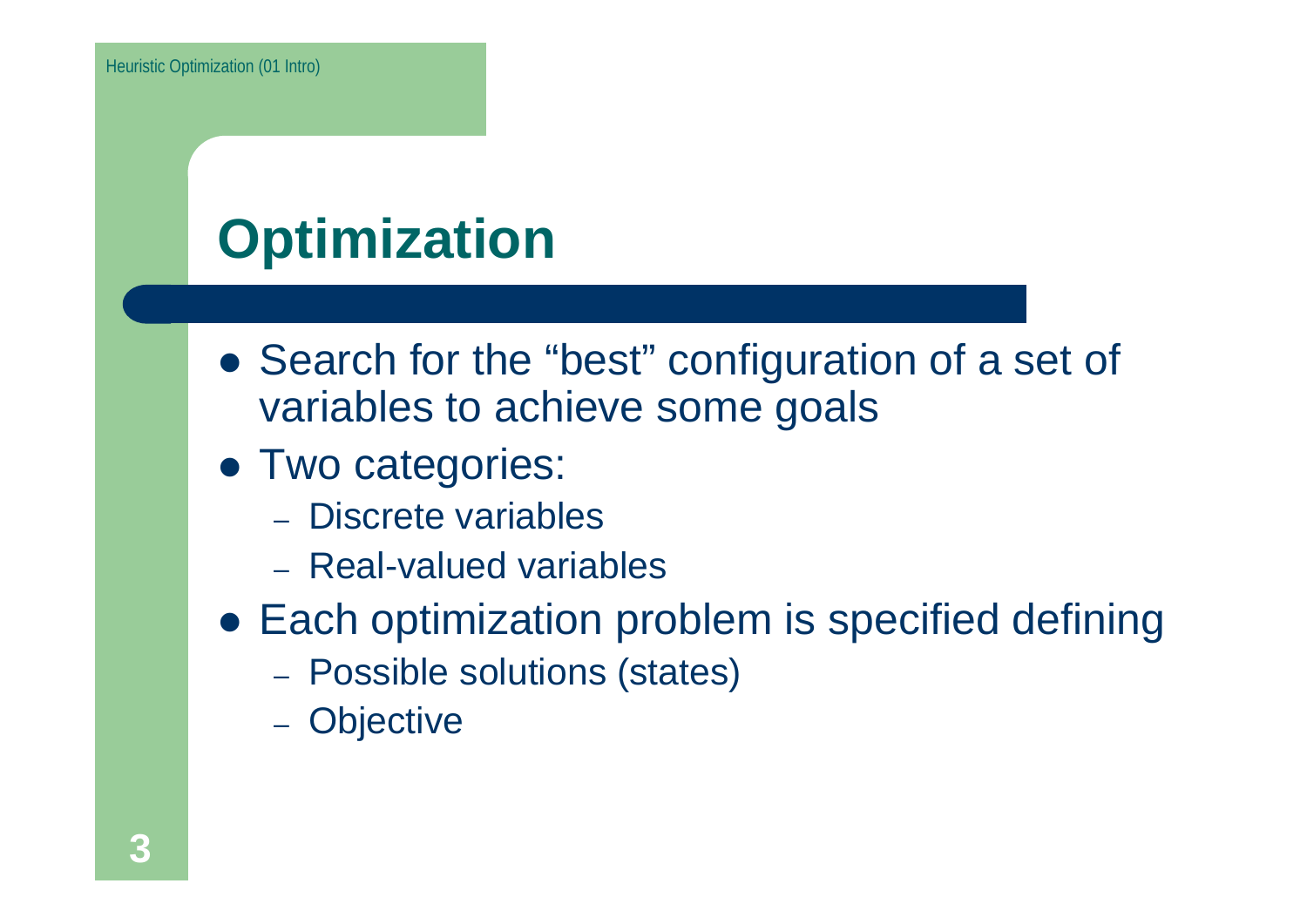# Optimization

- Search for the “best” configuration of a set of variables to achieve some goals
- Two categories:
  - Discrete variables
  - Real-valued variables
- Each optimization problem is specified defining
  - Possible solutions (states)
  - Objective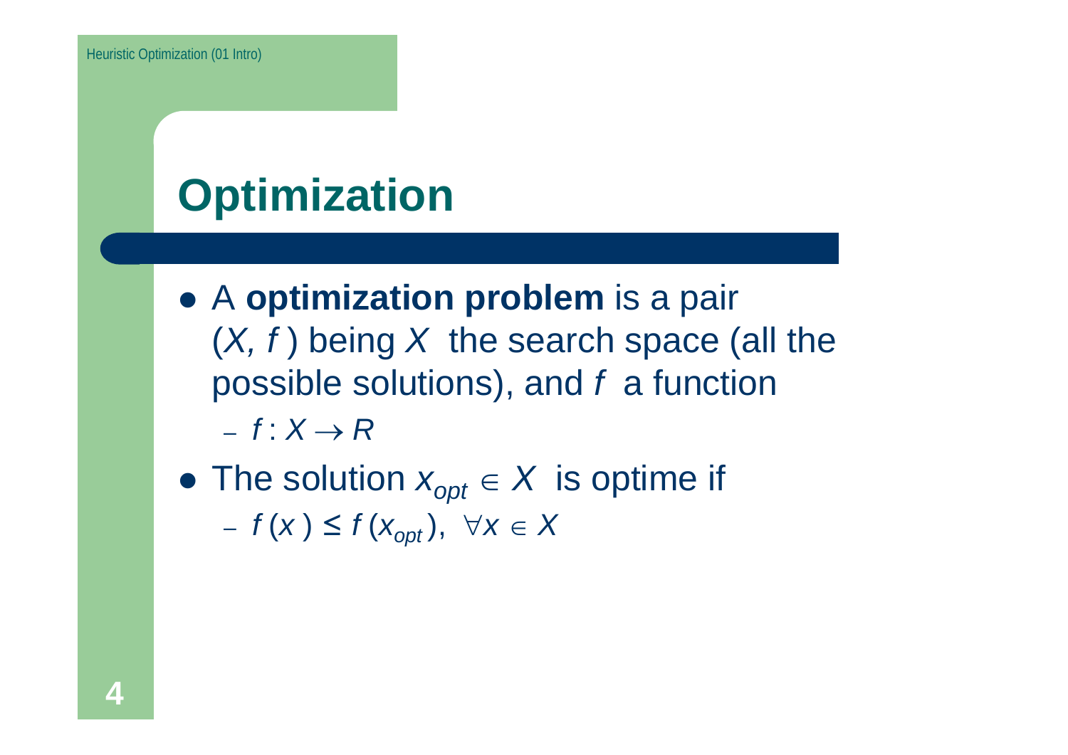# Optimization

- A **optimization problem** is a pair ($X, f$ ) being $X$ the search space (all the possible solutions), and $f$ a function
  - $f : X \rightarrow R$
- The solution $x_{opt} \in X$ is optime if
  - $f(x) \leq f(x_{opt}), \ \forall x \in X$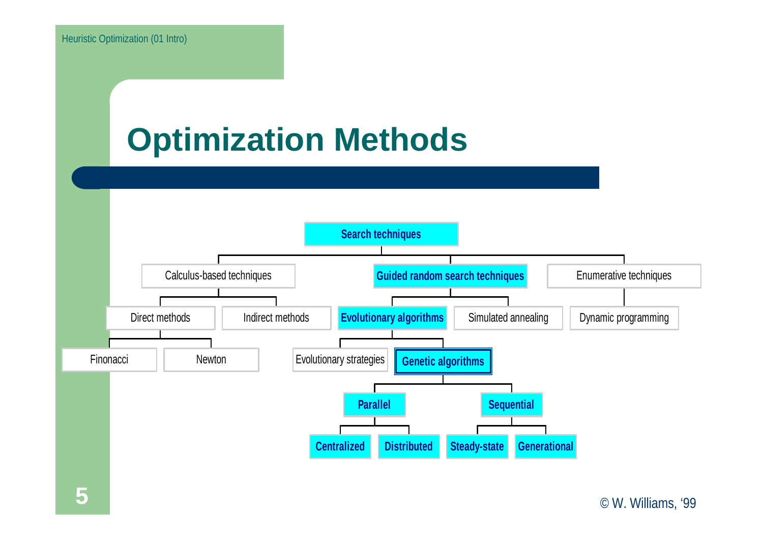# Optimization Methods

- **Search techniques**
  - Calculus-based techniques
    - Direct methods
      - Finonacci
      - Newton
    - Indirect methods
  - **Guided random search techniques**
    - **Evolutionary algorithms**
      - Evolutionary strategies
      - **Genetic algorithms**
        - **Parallel**
          - **Centralized**
          - **Distributed**
        - **Sequential**
          - **Steady-state**
          - **Generational**
    - Simulated annealing
  - Enumerative techniques
    - Dynamic programming

© W. Williams, '99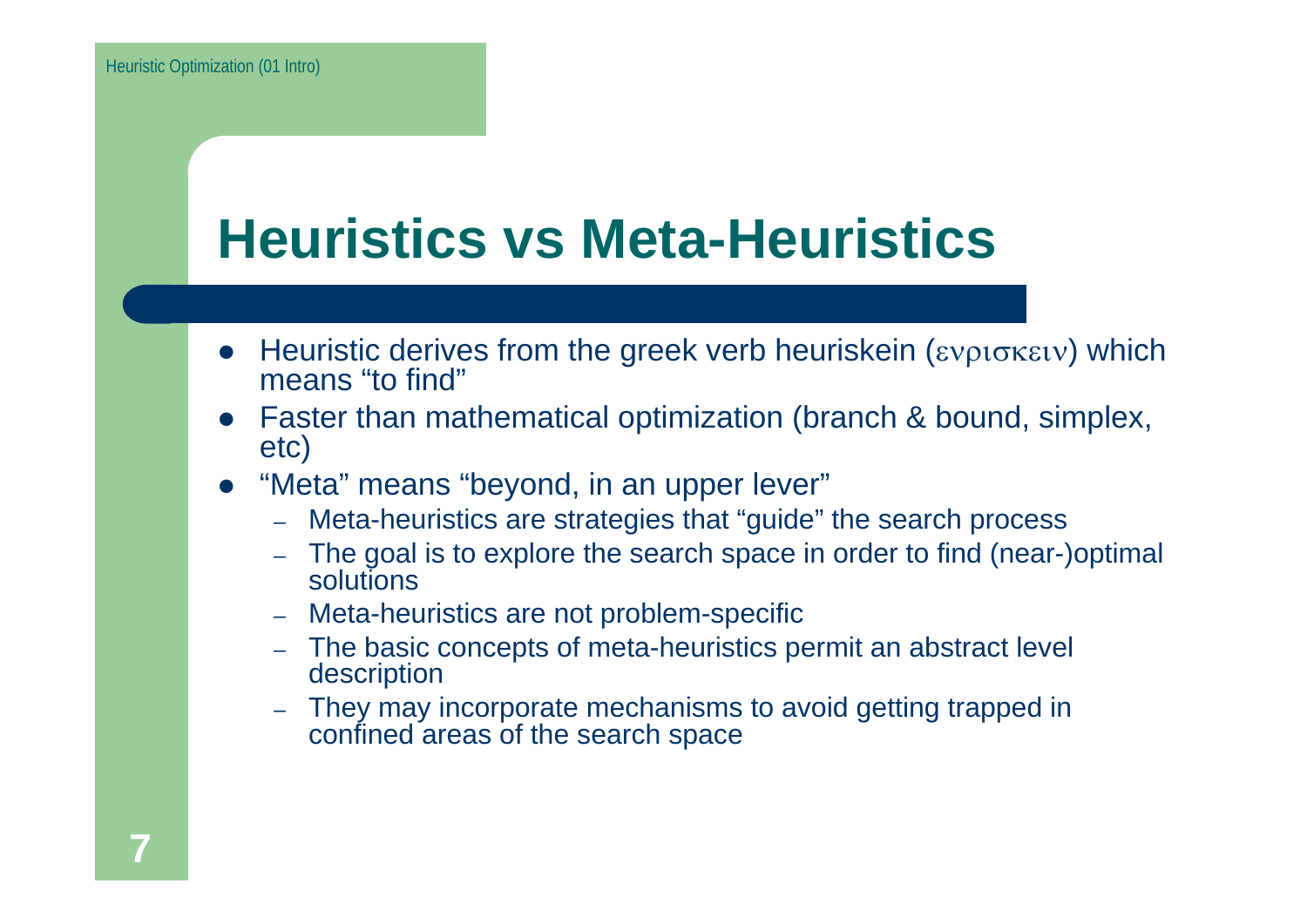# Heuristics vs Meta-Heuristics

- Heuristic derives from the greek verb heuriskein (ενρισκειν) which means “to find”
- Faster than mathematical optimization (branch & bound, simplex, etc)
- “Meta” means “beyond, in an upper lever”
  - Meta-heuristics are strategies that “guide” the search process
  - The goal is to explore the search space in order to find (near-)optimal solutions
  - Meta-heuristics are not problem-specific
  - The basic concepts of meta-heuristics permit an abstract level description
  - They may incorporate mechanisms to avoid getting trapped in confined areas of the search space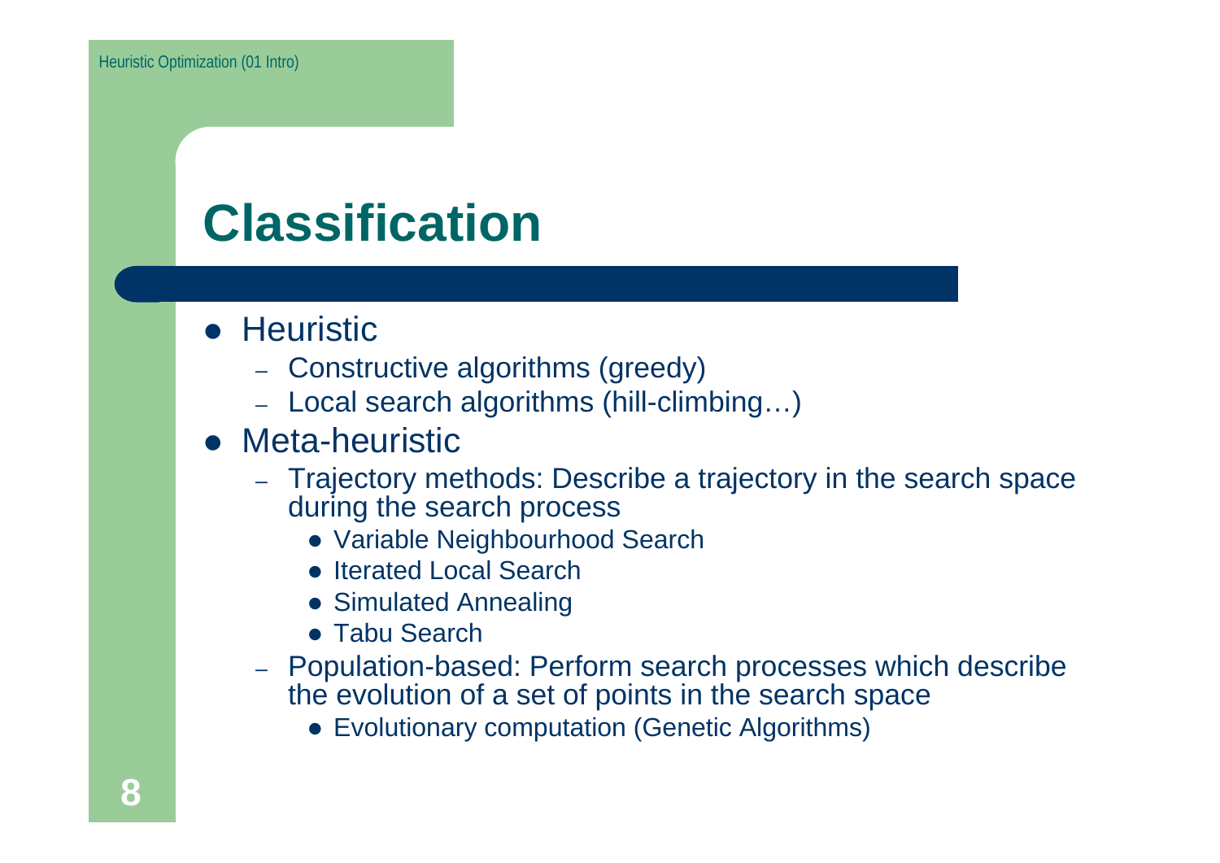# Classification

- Heuristic
  - Constructive algorithms (greedy)
  - Local search algorithms (hill-climbing…)
- Meta-heuristic
  - Trajectory methods: Describe a trajectory in the search space during the search process
    - Variable Neighbourhood Search
    - Iterated Local Search
    - Simulated Annealing
    - Tabu Search
  - Population-based: Perform search processes which describe the evolution of a set of points in the search space
    - Evolutionary computation (Genetic Algorithms)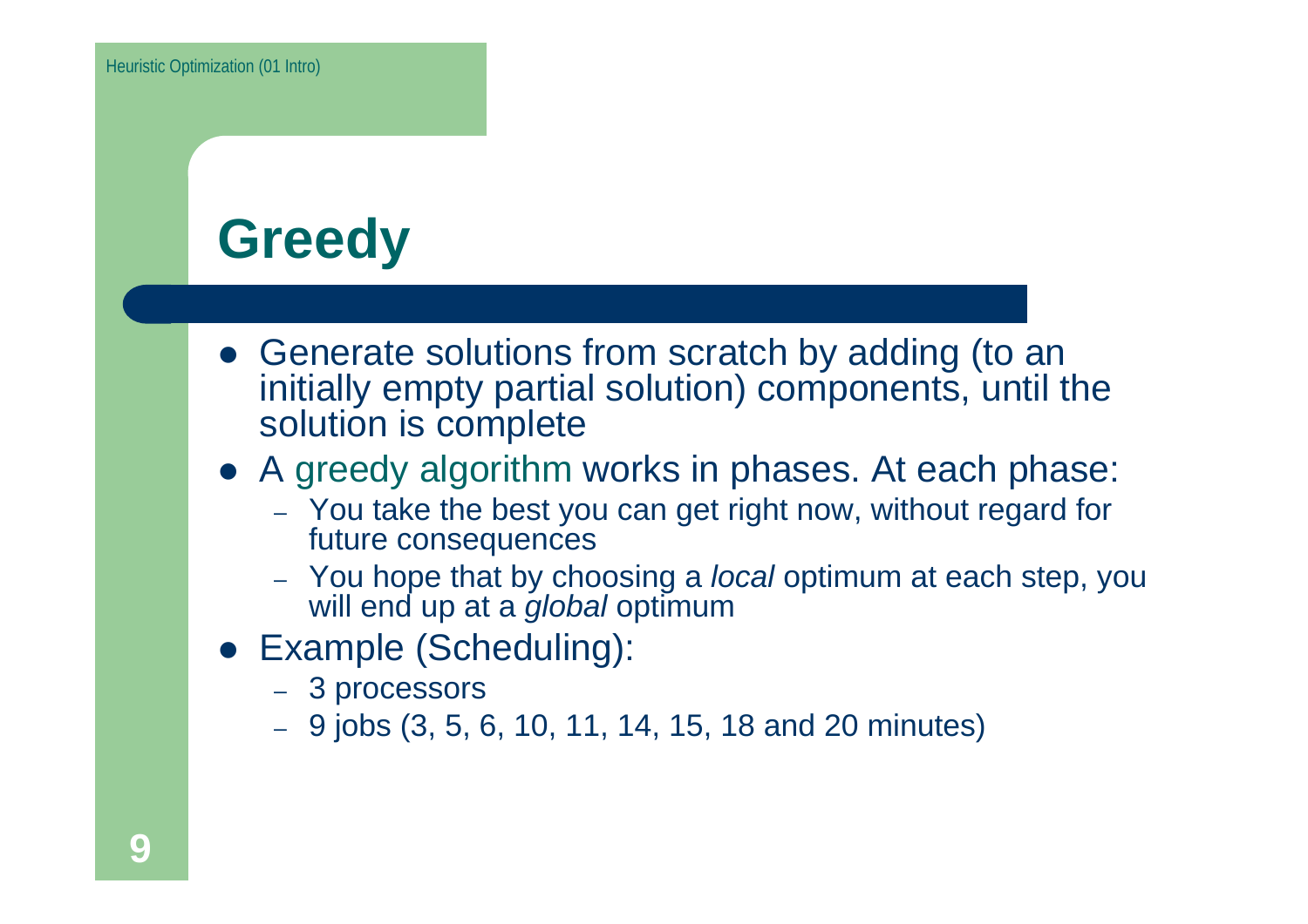# Greedy

- Generate solutions from scratch by adding (to an initially empty partial solution) components, until the solution is complete
- A greedy algorithm works in phases. At each phase:
  - You take the best you can get right now, without regard for future consequences
  - You hope that by choosing a *local* optimum at each step, you will end up at a *global* optimum
- Example (Scheduling):
  - 3 processors
  - 9 jobs (3, 5, 6, 10, 11, 14, 15, 18 and 20 minutes)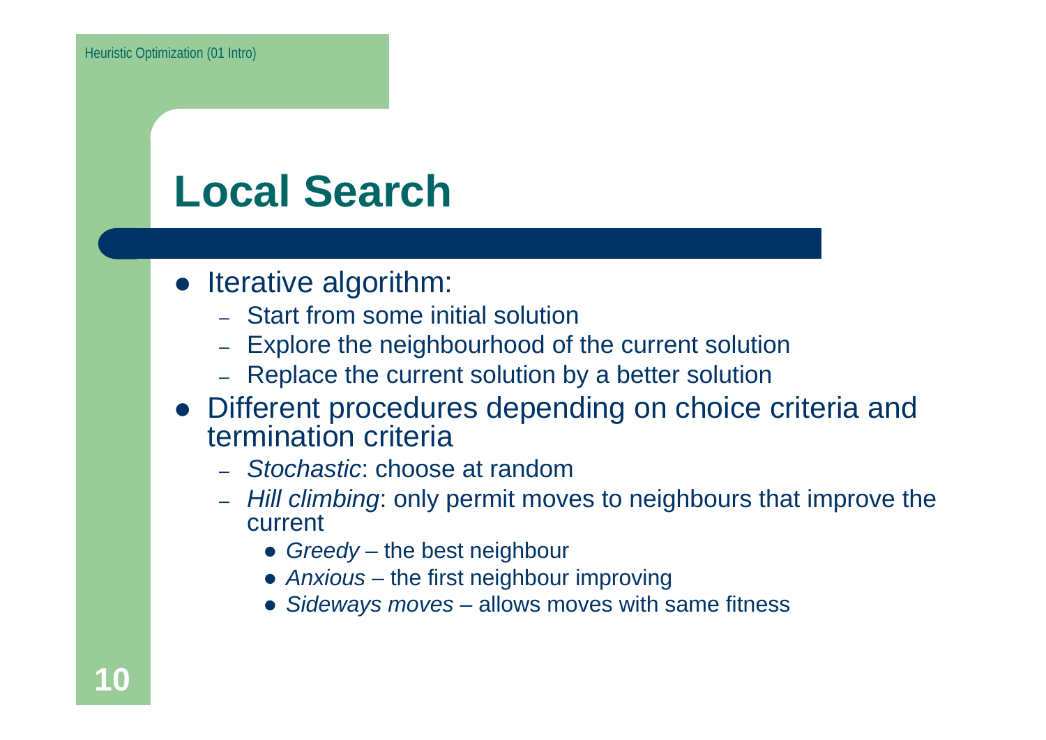# Local Search

- Iterative algorithm:
  - Start from some initial solution
  - Explore the neighbourhood of the current solution
  - Replace the current solution by a better solution
- Different procedures depending on choice criteria and termination criteria
  - *Stochastic*: choose at random
  - *Hill climbing*: only permit moves to neighbours that improve the current
    - *Greedy* – the best neighbour
    - *Anxious* – the first neighbour improving
    - *Sideways moves* – allows moves with same fitness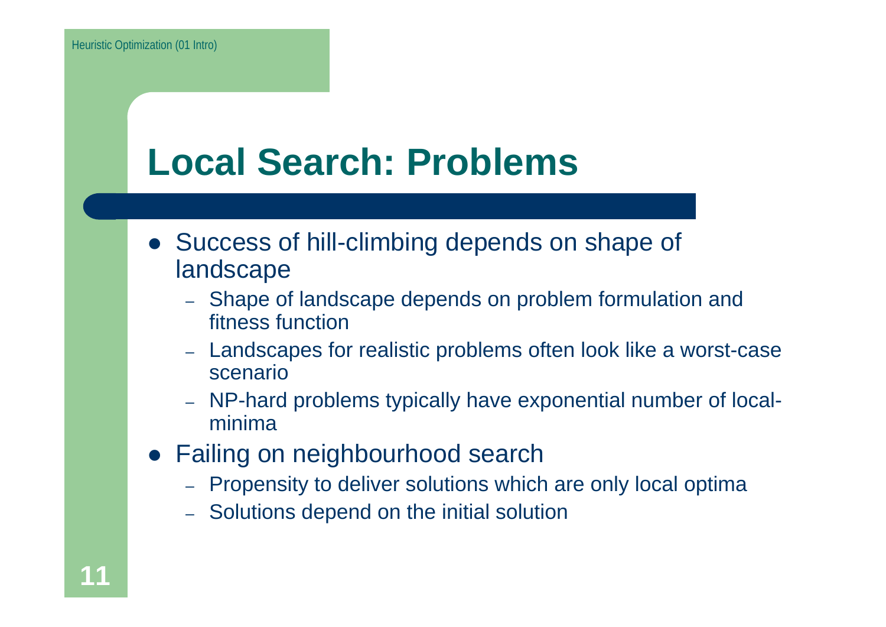# Local Search: Problems

- Success of hill-climbing depends on shape of landscape
  - Shape of landscape depends on problem formulation and fitness function
  - Landscapes for realistic problems often look like a worst-case scenario
  - NP-hard problems typically have exponential number of local-minima
- Failing on neighbourhood search
  - Propensity to deliver solutions which are only local optima
  - Solutions depend on the initial solution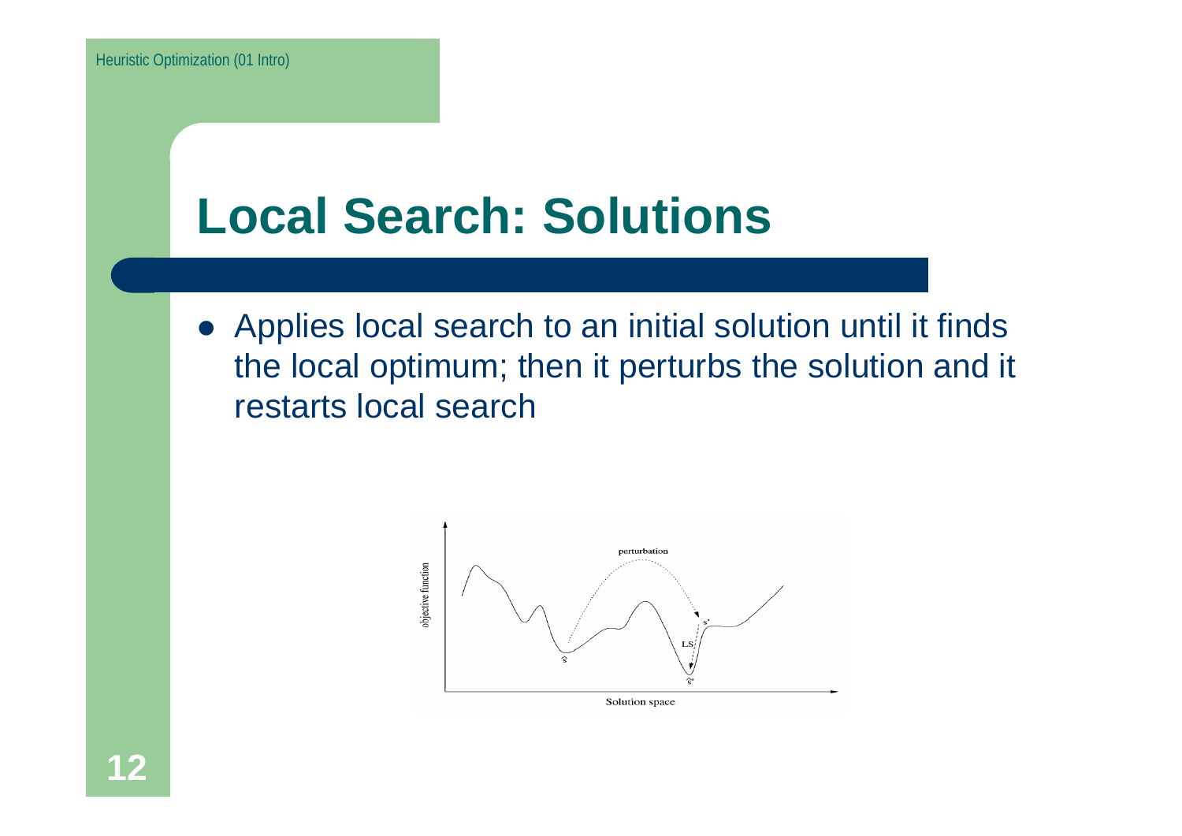# Local Search: Solutions

- Applies local search to an initial solution until it finds the local optimum; then it perturbs the solution and it restarts local search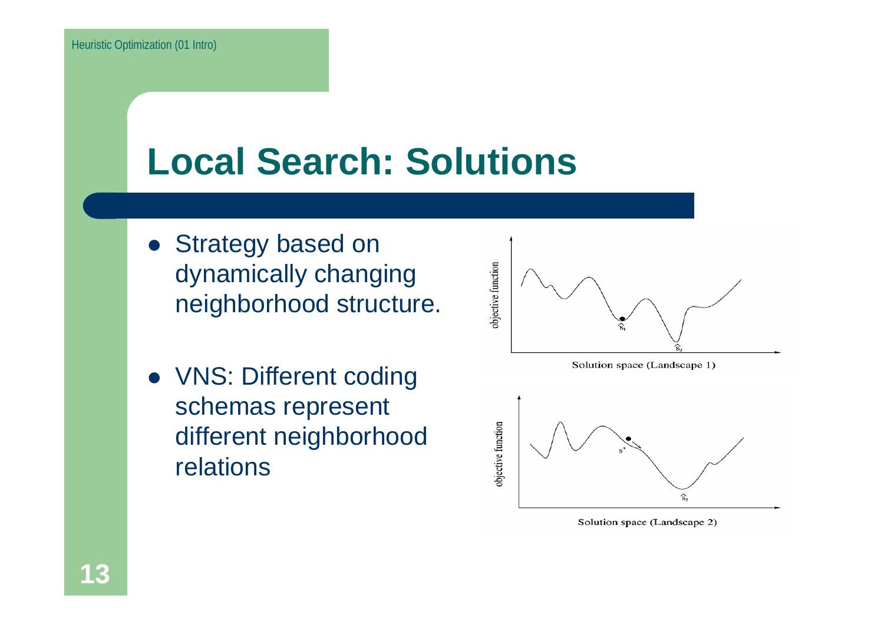# Local Search: Solutions

- Strategy based on dynamically changing neighborhood structure.
- VNS: Different coding schemas represent different neighborhood relations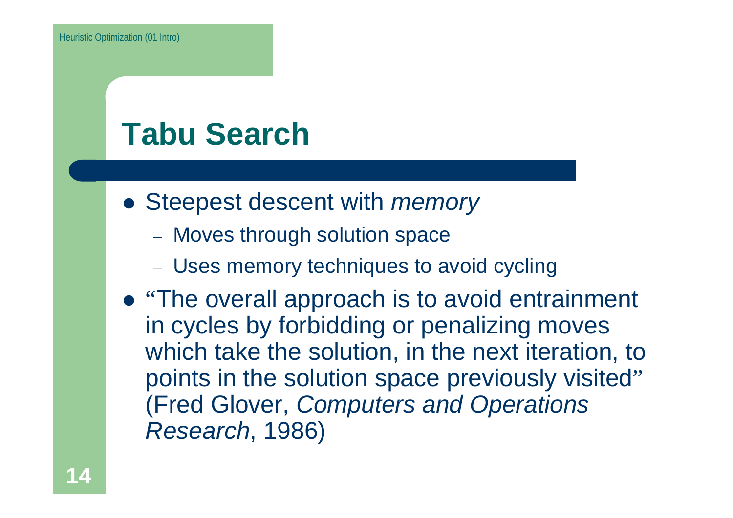# Tabu Search

- Steepest descent with *memory*
  - Moves through solution space
  - Uses memory techniques to avoid cycling
- "The overall approach is to avoid entrainment in cycles by forbidding or penalizing moves which take the solution, in the next iteration, to points in the solution space previously visited" (Fred Glover, *Computers and Operations Research*, 1986)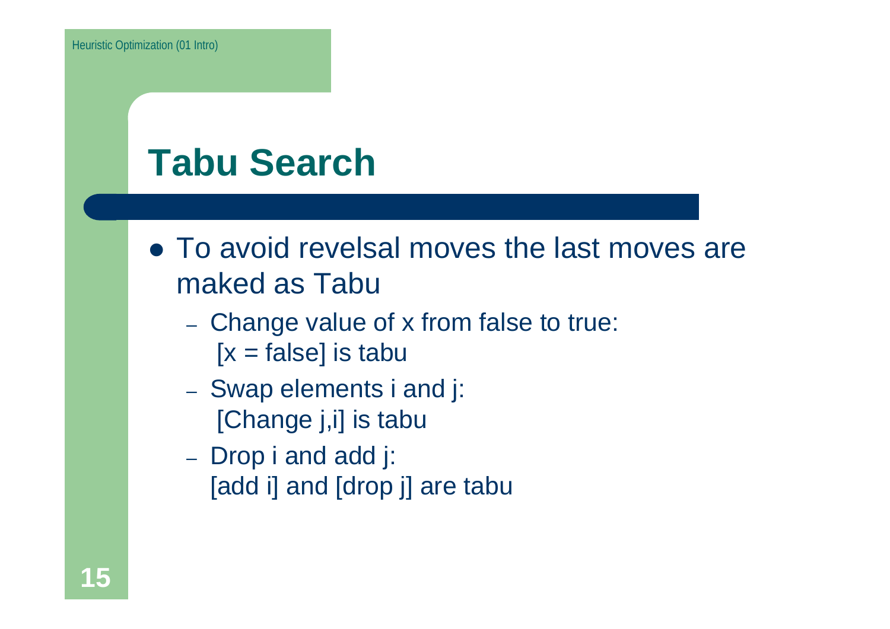# Tabu Search

- To avoid revelsal moves the last moves are maked as Tabu
  - Change value of x from false to true:
    [x = false] is tabu
  - Swap elements i and j:
    [Change j,i] is tabu
  - Drop i and add j:
    [add i] and [drop j] are tabu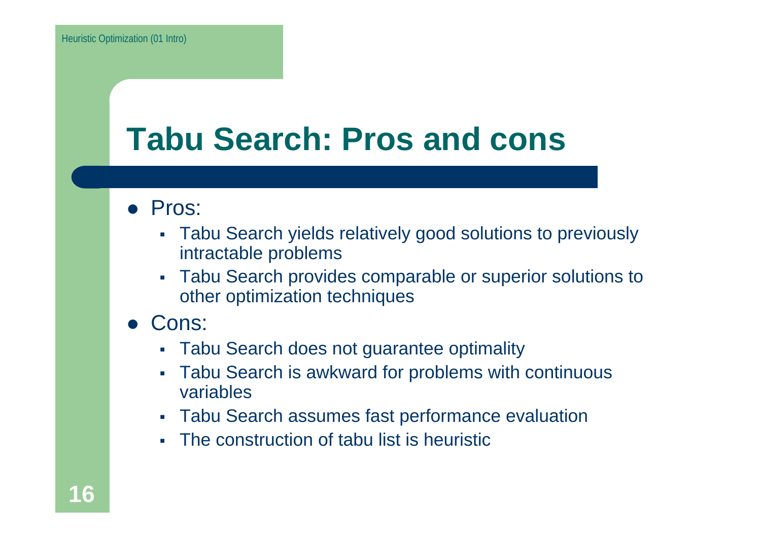# Tabu Search: Pros and cons

- Pros:
  - Tabu Search yields relatively good solutions to previously intractable problems
  - Tabu Search provides comparable or superior solutions to other optimization techniques
- Cons:
  - Tabu Search does not guarantee optimality
  - Tabu Search is awkward for problems with continuous variables
  - Tabu Search assumes fast performance evaluation
  - The construction of tabu list is heuristic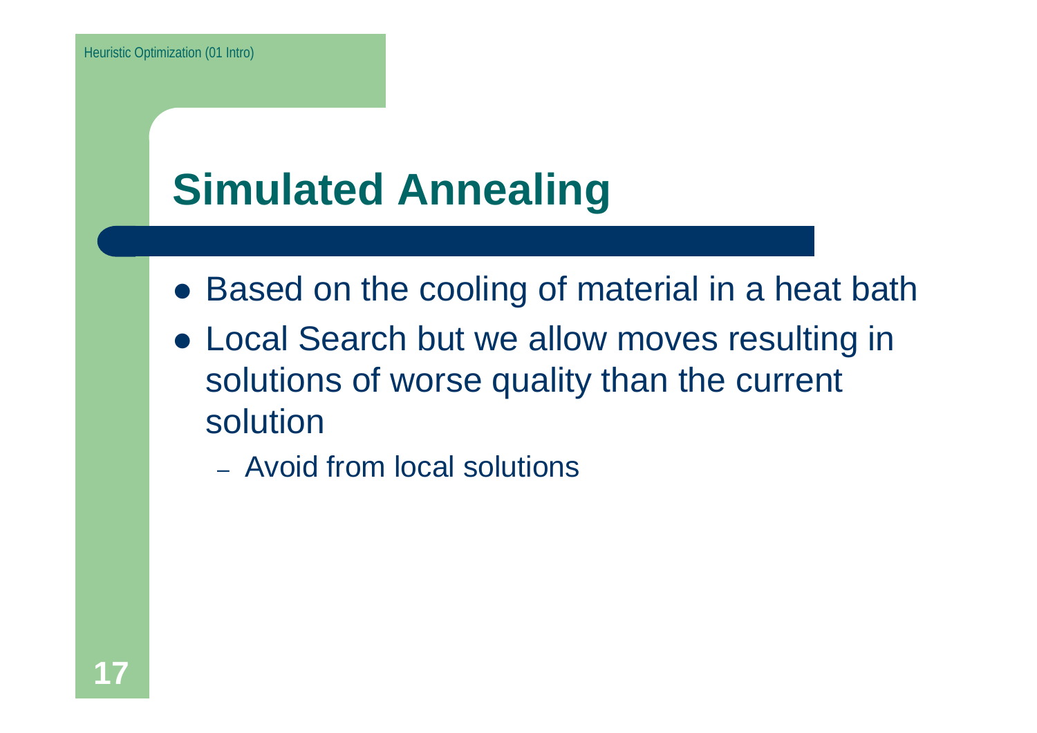# Simulated Annealing

- Based on the cooling of material in a heat bath
- Local Search but we allow moves resulting in solutions of worse quality than the current solution
  - Avoid from local solutions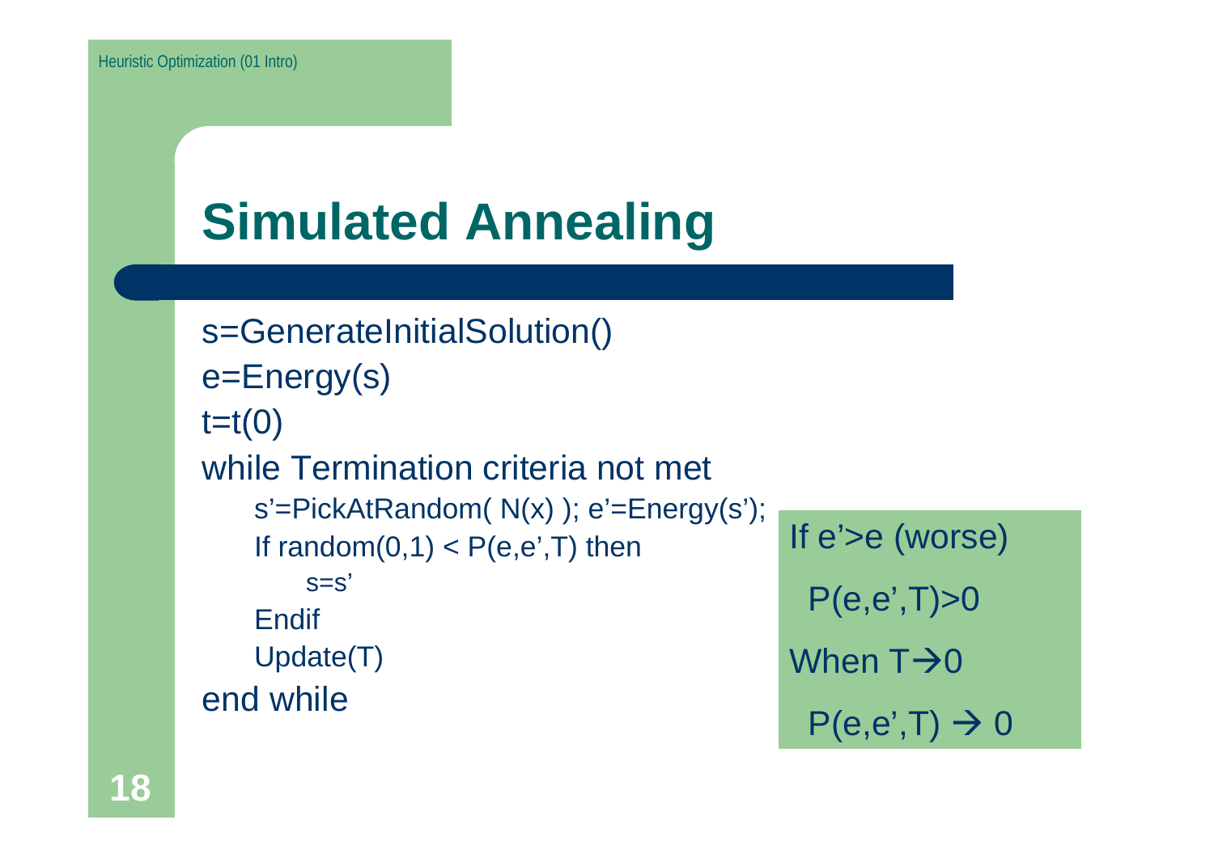# Simulated Annealing

```
s=GenerateInitialSolution()
e=Energy(s)
t=t(0)
while Termination criteria not met
    s'=PickAtRandom( N(x) ); e'=Energy(s');
    If random(0,1) < P(e,e',T) then
        s=s'
    Endif
    Update(T)
end while
```

If e'>e (worse)

$P(e,e',T)>0$

When $T \rightarrow 0$

$P(e,e',T) \rightarrow 0$